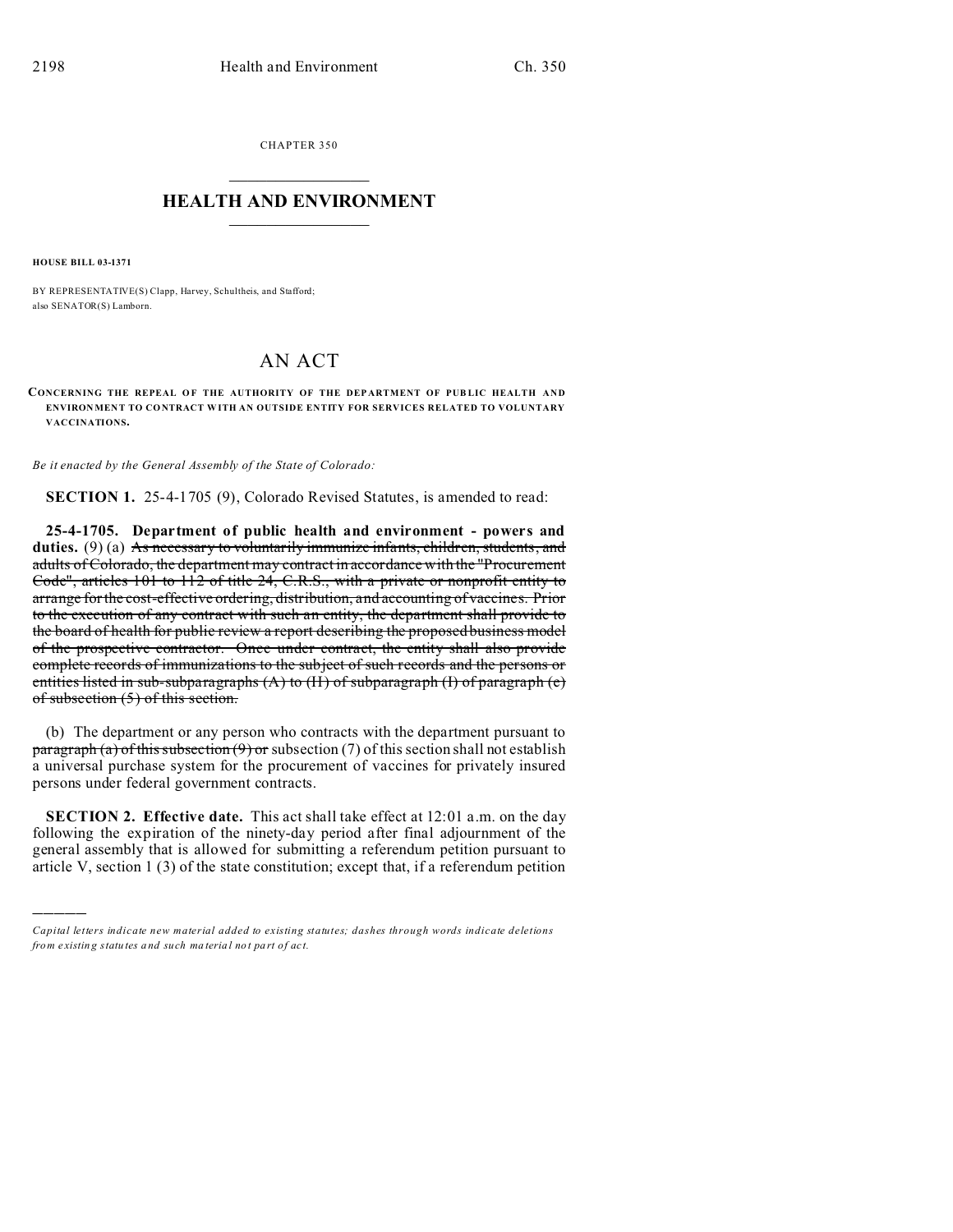CHAPTER 350

# HEALTH AND ENVIRONMENT

**HOUSE BILL 03-1371**

BY REPRESENTATIVE(S) Clapp, Harvey, Schultheis, and Stafford;
also SENATOR(S) Lamborn.

## AN ACT

**CONCERNING THE REPEAL OF THE AUTHORITY OF THE DEPARTMENT OF PUBLIC HEALTH AND ENVIRONMENT TO CONTRACT WITH AN OUTSIDE ENTITY FOR SERVICES RELATED TO VOLUNTARY VACCINATIONS.**

*Be it enacted by the General Assembly of the State of Colorado:*

**SECTION 1.** 25-4-1705 (9), Colorado Revised Statutes, is amended to read:

**25-4-1705. Department of public health and environment - powers and duties.** (9) (a) ~~As necessary to voluntarily immunize infants, children, students, and adults of Colorado, the department may contract in accordance with the "Procurement Code", articles 101 to 112 of title 24, C.R.S., with a private or nonprofit entity to arrange for the cost-effective ordering, distribution, and accounting of vaccines. Prior to the execution of any contract with such an entity, the department shall provide to the board of health for public review a report describing the proposed business model of the prospective contractor. Once under contract, the entity shall also provide complete records of immunizations to the subject of such records and the persons or entities listed in sub-subparagraphs (A) to (H) of subparagraph (I) of paragraph (c) of subsection (5) of this section.~~

(b) The department or any person who contracts with the department pursuant to ~~paragraph (a) of this subsection (9) or~~ subsection (7) of this section shall not establish a universal purchase system for the procurement of vaccines for privately insured persons under federal government contracts.

**SECTION 2. Effective date.** This act shall take effect at 12:01 a.m. on the day following the expiration of the ninety-day period after final adjournment of the general assembly that is allowed for submitting a referendum petition pursuant to article V, section 1 (3) of the state constitution; except that, if a referendum petition

---

*Capital letters indicate new material added to existing statutes; dashes through words indicate deletions from existing statutes and such material not part of act.*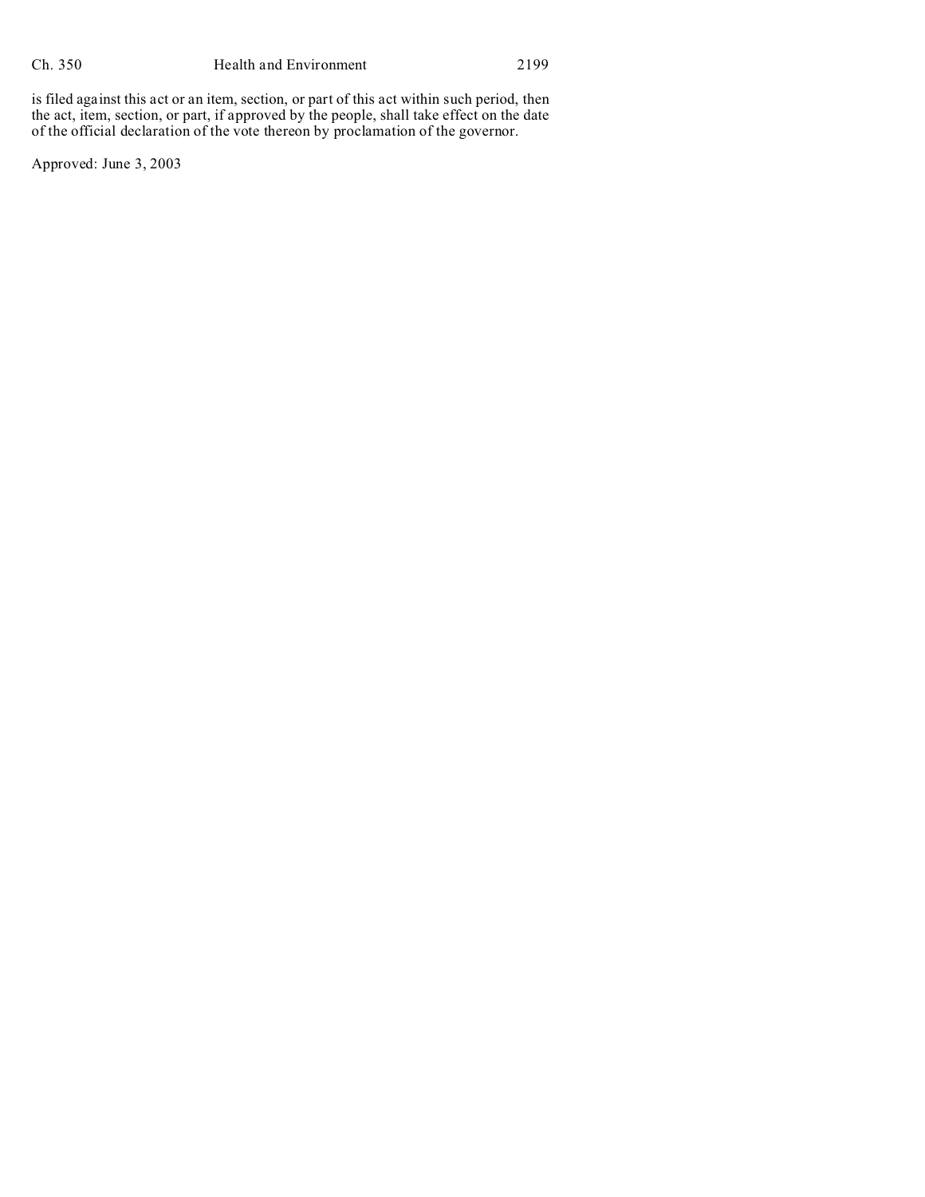is filed against this act or an item, section, or part of this act within such period, then the act, item, section, or part, if approved by the people, shall take effect on the date of the official declaration of the vote thereon by proclamation of the governor.

Approved: June 3, 2003